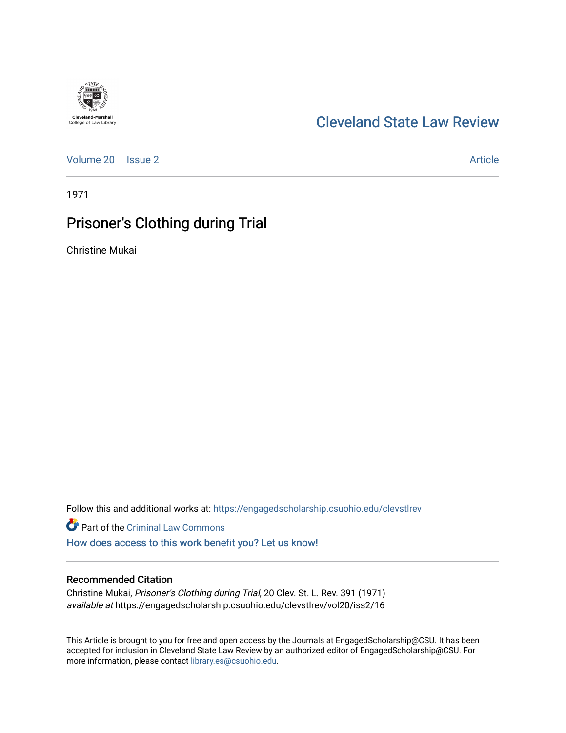Cleveland-Marshall College of Law Library

# Cleveland State Law Review

Volume 20 | Issue 2 | Article

1971

## Prisoner's Clothing during Trial

Christine Mukai

Follow this and additional works at: https://engagedscholarship.csuohio.edu/clevstlrev

Part of the Criminal Law Commons

How does access to this work benefit you? Let us know!

### Recommended Citation

Christine Mukai, *Prisoner's Clothing during Trial*, 20 Clev. St. L. Rev. 391 (1971)
*available at* https://engagedscholarship.csuohio.edu/clevstlrev/vol20/iss2/16

This Article is brought to you for free and open access by the Journals at EngagedScholarship@CSU. It has been accepted for inclusion in Cleveland State Law Review by an authorized editor of EngagedScholarship@CSU. For more information, please contact library.es@csuohio.edu.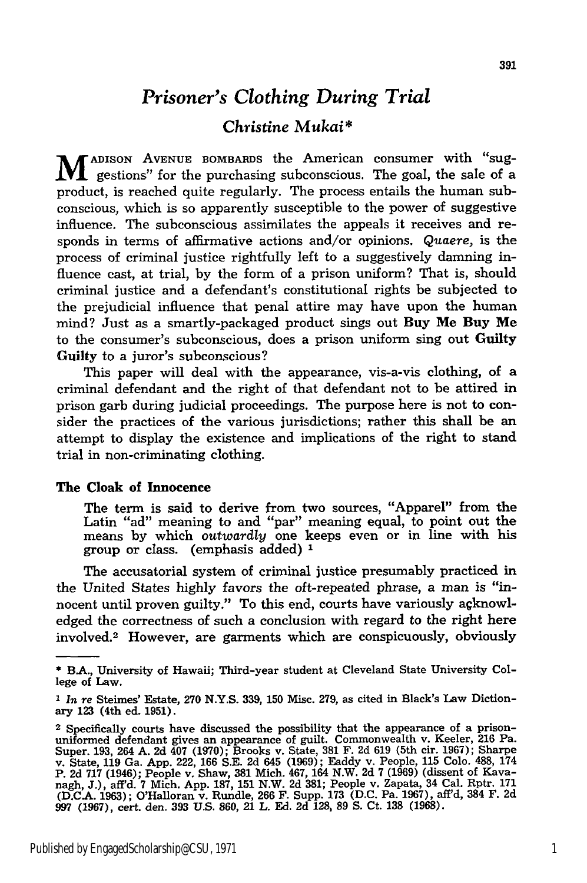# *Prisoner's Clothing During Trial*

### *Christine Mukai**

MADISON AVENUE BOMBARDS the American consumer with "suggestions" for the purchasing subconscious. The goal, the sale of a product, is reached quite regularly. The process entails the human subconscious, which is so apparently susceptible to the power of suggestive influence. The subconscious assimilates the appeals it receives and responds in terms of affirmative actions and/or opinions. *Quaere*, is the process of criminal justice rightfully left to a suggestively damning influence cast, at trial, by the form of a prison uniform? That is, should criminal justice and a defendant's constitutional rights be subjected to the prejudicial influence that penal attire may have upon the human mind? Just as a smartly-packaged product sings out **Buy Me Buy Me** to the consumer's subconscious, does a prison uniform sing out **Guilty Guilty** to a juror's subconscious?

This paper will deal with the appearance, vis-a-vis clothing, of a criminal defendant and the right of that defendant not to be attired in prison garb during judicial proceedings. The purpose here is not to consider the practices of the various jurisdictions; rather this shall be an attempt to display the existence and implications of the right to stand trial in non-criminating clothing.

### The Cloak of Innocence

> The term is said to derive from two sources, "Apparel" from the Latin "ad" meaning to and "par" meaning equal, to point out the means by which *outwardly* one keeps even or in line with his group or class. (emphasis added) [1]

The accusatorial system of criminal justice presumably practiced in the United States highly favors the oft-repeated phrase, a man is "innocent until proven guilty." To this end, courts have variously acknowledged the correctness of such a conclusion with regard to the right here involved.[2] However, are garments which are conspicuously, obviously

---

\* B.A., University of Hawaii; Third-year student at Cleveland State University College of Law.

[1] *In re* Steimes' Estate, 270 N.Y.S. 339, 150 Misc. 279, as cited in Black's Law Dictionary 123 (4th ed. 1951).

[2] Specifically courts have discussed the possibility that the appearance of a prison-uniformed defendant gives an appearance of guilt. Commonwealth v. Keeler, 216 Pa. Super. 193, 264 A. 2d 407 (1970); Brooks v. State, 381 F. 2d 619 (5th cir. 1967); Sharpe v. State, 119 Ga. App. 222, 166 S.E. 2d 645 (1969); Eaddy v. People, 115 Colo. 488, 174 P. 2d 717 (1946); People v. Shaw, 381 Mich. 467, 164 N.W. 2d 7 (1969) (dissent of Kavanagh, J.), aff'd. 7 Mich. App. 187, 151 N.W. 2d 381; People v. Zapata, 34 Cal. Rptr. 171 (D.C.A. 1963); O'Halloran v. Rundle, 266 F. Supp. 173 (D.C. Pa. 1967), aff'd, 384 F. 2d 997 (1967), cert. den. 393 U.S. 860, 21 L. Ed. 2d 128, 89 S. Ct. 138 (1968).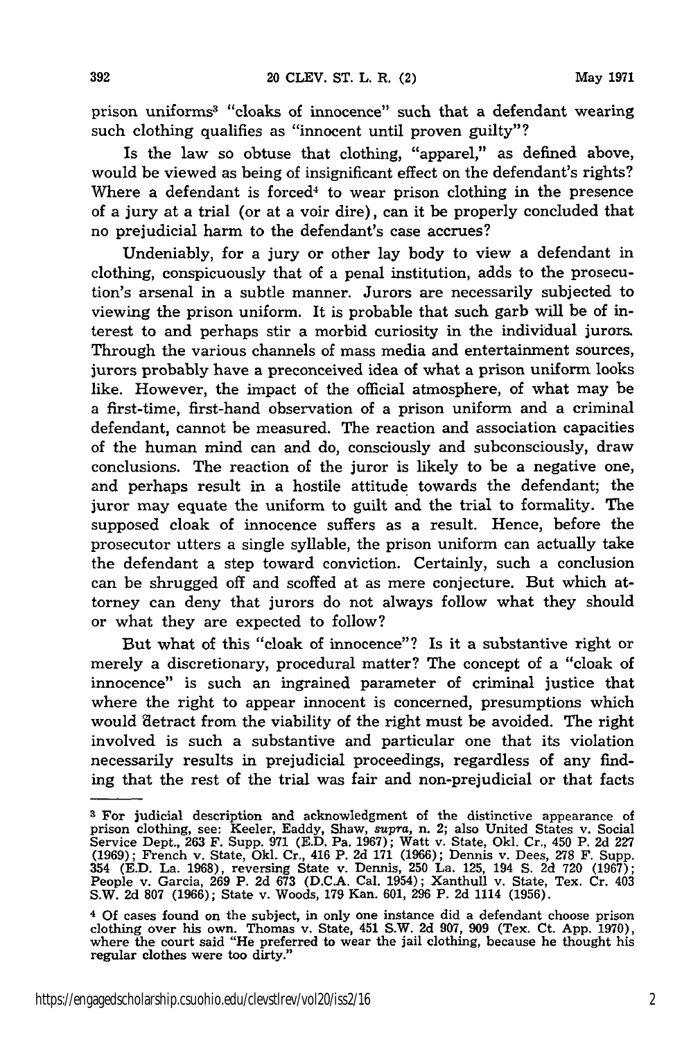prison uniforms[3] "cloaks of innocence" such that a defendant wearing such clothing qualifies as "innocent until proven guilty"?

Is the law so obtuse that clothing, "apparel," as defined above, would be viewed as being of insignificant effect on the defendant's rights? Where a defendant is forced[4] to wear prison clothing in the presence of a jury at a trial (or at a voir dire), can it be properly concluded that no prejudicial harm to the defendant's case accrues?

Undeniably, for a jury or other lay body to view a defendant in clothing, conspicuously that of a penal institution, adds to the prosecution's arsenal in a subtle manner. Jurors are necessarily subjected to viewing the prison uniform. It is probable that such garb will be of interest to and perhaps stir a morbid curiosity in the individual jurors. Through the various channels of mass media and entertainment sources, jurors probably have a preconceived idea of what a prison uniform looks like. However, the impact of the official atmosphere, of what may be a first-time, first-hand observation of a prison uniform and a criminal defendant, cannot be measured. The reaction and association capacities of the human mind can and do, consciously and subconsciously, draw conclusions. The reaction of the juror is likely to be a negative one, and perhaps result in a hostile attitude towards the defendant; the juror may equate the uniform to guilt and the trial to formality. The supposed cloak of innocence suffers as a result. Hence, before the prosecutor utters a single syllable, the prison uniform can actually take the defendant a step toward conviction. Certainly, such a conclusion can be shrugged off and scoffed at as mere conjecture. But which attorney can deny that jurors do not always follow what they should or what they are expected to follow?

But what of this "cloak of innocence"? Is it a substantive right or merely a discretionary, procedural matter? The concept of a "cloak of innocence" is such an ingrained parameter of criminal justice that where the right to appear innocent is concerned, presumptions which would detract from the viability of the right must be avoided. The right involved is such a substantive and particular one that its violation necessarily results in prejudicial proceedings, regardless of any finding that the rest of the trial was fair and non-prejudicial or that facts

---

[3] For judicial description and acknowledgment of the distinctive appearance of prison clothing, see: Keeler, Eaddy, Shaw, *supra*, n. 2; also United States v. Social Service Dept., 263 F. Supp. 971 (E.D. Pa. 1967); Watt v. State, Okl. Cr., 450 P. 2d 227 (1969); French v. State, Okl. Cr., 416 P. 2d 171 (1966); Dennis v. Dees, 278 F. Supp. 354 (E.D. La. 1968), reversing State v. Dennis, 250 La. 125, 194 S. 2d 720 (1967); People v. Garcia, 269 P. 2d 673 (D.C.A. Cal. 1954); Xanthull v. State, Tex. Cr. 403 S.W. 2d 807 (1966); State v. Woods, 179 Kan. 601, 296 P. 2d 1114 (1956).

[4] Of cases found on the subject, in only one instance did a defendant choose prison clothing over his own. Thomas v. State, 451 S.W. 2d 907, 909 (Tex. Ct. App. 1970), where the court said "He preferred to wear the jail clothing, because he thought his regular clothes were too dirty."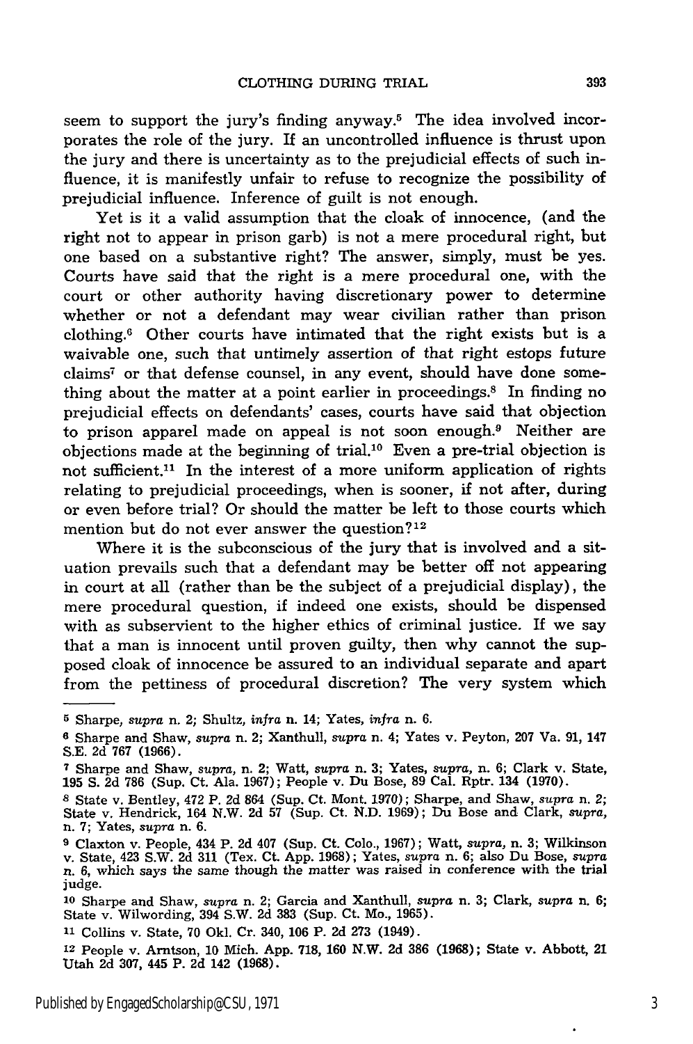seem to support the jury's finding anyway.[5] The idea involved incorporates the role of the jury. If an uncontrolled influence is thrust upon the jury and there is uncertainty as to the prejudicial effects of such influence, it is manifestly unfair to refuse to recognize the possibility of prejudicial influence. Inference of guilt is not enough.

Yet is it a valid assumption that the cloak of innocence, (and the right not to appear in prison garb) is not a mere procedural right, but one based on a substantive right? The answer, simply, must be yes. Courts have said that the right is a mere procedural one, with the court or other authority having discretionary power to determine whether or not a defendant may wear civilian rather than prison clothing.[6] Other courts have intimated that the right exists but is a waivable one, such that untimely assertion of that right estops future claims[7] or that defense counsel, in any event, should have done something about the matter at a point earlier in proceedings.[8] In finding no prejudicial effects on defendants' cases, courts have said that objection to prison apparel made on appeal is not soon enough.[9] Neither are objections made at the beginning of trial.[10] Even a pre-trial objection is not sufficient.[11] In the interest of a more uniform application of rights relating to prejudicial proceedings, when is sooner, if not after, during or even before trial? Or should the matter be left to those courts which mention but do not ever answer the question?[12]

Where it is the subconscious of the jury that is involved and a situation prevails such that a defendant may be better off not appearing in court at all (rather than be the subject of a prejudicial display), the mere procedural question, if indeed one exists, should be dispensed with as subservient to the higher ethics of criminal justice. If we say that a man is innocent until proven guilty, then why cannot the supposed cloak of innocence be assured to an individual separate and apart from the pettiness of procedural discretion? The very system which

---

[5] Sharpe, *supra* n. 2; Shultz, *infra* n. 14; Yates, *infra* n. 6.

[6] Sharpe and Shaw, *supra* n. 2; Xanthull, *supra* n. 4; Yates v. Peyton, 207 Va. 91, 147 S.E. 2d 767 (1966).

[7] Sharpe and Shaw, *supra*, n. 2; Watt, *supra* n. 3; Yates, *supra*, n. 6; Clark v. State, 195 S. 2d 786 (Sup. Ct. Ala. 1967); People v. Du Bose, 89 Cal. Rptr. 134 (1970).

[8] State v. Bentley, 472 P. 2d 864 (Sup. Ct. Mont. 1970); Sharpe, and Shaw, *supra* n. 2; State v. Hendrick, 164 N.W. 2d 57 (Sup. Ct. N.D. 1969); Du Bose and Clark, *supra*, n. 7; Yates, *supra* n. 6.

[9] Claxton v. People, 434 P. 2d 407 (Sup. Ct. Colo., 1967); Watt, *supra*, n. 3; Wilkinson v. State, 423 S.W. 2d 311 (Tex. Ct. App. 1968); Yates, *supra* n. 6; also Du Bose, *supra* n. 6, which says the same though the matter was raised in conference with the trial judge.

[10] Sharpe and Shaw, *supra* n. 2; Garcia and Xanthull, *supra* n. 3; Clark, *supra* n. 6; State v. Wilwording, 394 S.W. 2d 383 (Sup. Ct. Mo., 1965).

[11] Collins v. State, 70 Okl. Cr. 340, 106 P. 2d 273 (1949).

[12] People v. Arntson, 10 Mich. App. 718, 160 N.W. 2d 386 (1968); State v. Abbott, 21 Utah 2d 307, 445 P. 2d 142 (1968).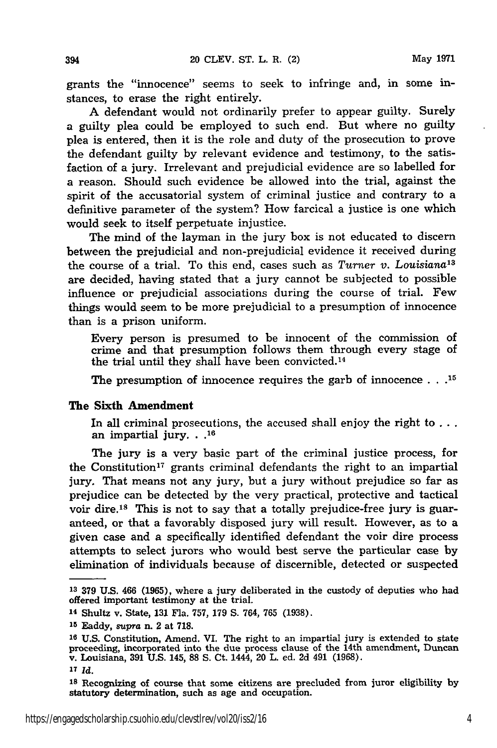grants the "innocence" seems to seek to infringe and, in some instances, to erase the right entirely.

A defendant would not ordinarily prefer to appear guilty. Surely a guilty plea could be employed to such end. But where no guilty plea is entered, then it is the role and duty of the prosecution to prove the defendant guilty by relevant evidence and testimony, to the satisfaction of a jury. Irrelevant and prejudicial evidence are so labelled for a reason. Should such evidence be allowed into the trial, against the spirit of the accusatorial system of criminal justice and contrary to a definitive parameter of the system? How farcical a justice is one which would seek to itself perpetuate injustice.

The mind of the layman in the jury box is not educated to discern between the prejudicial and non-prejudicial evidence it received during the course of a trial. To this end, cases such as *Turner v. Louisiana*[13] are decided, having stated that a jury cannot be subjected to possible influence or prejudicial associations during the course of trial. Few things would seem to be more prejudicial to a presumption of innocence than is a prison uniform.

> Every person is presumed to be innocent of the commission of crime and that presumption follows them through every stage of the trial until they shall have been convicted.[14]

> The presumption of innocence requires the garb of innocence . . .[15]

## The Sixth Amendment

> In all criminal prosecutions, the accused shall enjoy the right to . . . an impartial jury. . .[16]

The jury is a very basic part of the criminal justice process, for the Constitution[17] grants criminal defendants the right to an impartial jury. That means not any jury, but a jury without prejudice so far as prejudice can be detected by the very practical, protective and tactical voir dire.[18] This is not to say that a totally prejudice-free jury is guaranteed, or that a favorably disposed jury will result. However, as to a given case and a specifically identified defendant the voir dire process attempts to select jurors who would best serve the particular case by elimination of individuals because of discernible, detected or suspected

---

[13] 379 U.S. 466 (1965), where a jury deliberated in the custody of deputies who had offered important testimony at the trial.

[14] Shultz v. State, 131 Fla. 757, 179 S. 764, 765 (1938).

[15] Eaddy, *supra* n. 2 at 718.

[16] U.S. Constitution, Amend. VI. The right to an impartial jury is extended to state proceeding, incorporated into the due process clause of the 14th amendment, Duncan v. Louisiana, 391 U.S. 145, 88 S. Ct. 1444, 20 L. ed. 2d 491 (1968).

[17] *Id.*

[18] Recognizing of course that some citizens are precluded from juror eligibility by statutory determination, such as age and occupation.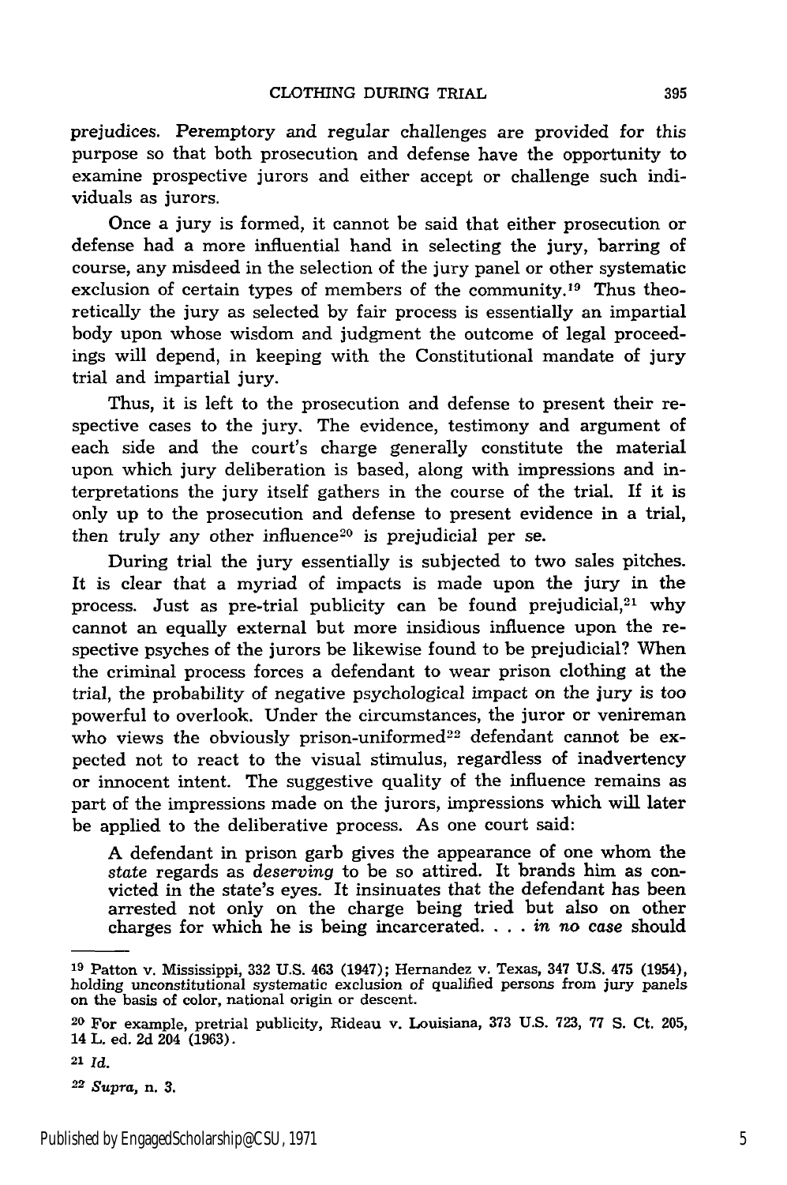prejudices. Peremptory and regular challenges are provided for this purpose so that both prosecution and defense have the opportunity to examine prospective jurors and either accept or challenge such individuals as jurors.

Once a jury is formed, it cannot be said that either prosecution or defense had a more influential hand in selecting the jury, barring of course, any misdeed in the selection of the jury panel or other systematic exclusion of certain types of members of the community.[19] Thus theoretically the jury as selected by fair process is essentially an impartial body upon whose wisdom and judgment the outcome of legal proceedings will depend, in keeping with the Constitutional mandate of jury trial and impartial jury.

Thus, it is left to the prosecution and defense to present their respective cases to the jury. The evidence, testimony and argument of each side and the court's charge generally constitute the material upon which jury deliberation is based, along with impressions and interpretations the jury itself gathers in the course of the trial. If it is only up to the prosecution and defense to present evidence in a trial, then truly any other influence[20] is prejudicial per se.

During trial the jury essentially is subjected to two sales pitches. It is clear that a myriad of impacts is made upon the jury in the process. Just as pre-trial publicity can be found prejudicial,[21] why cannot an equally external but more insidious influence upon the respective psyches of the jurors be likewise found to be prejudicial? When the criminal process forces a defendant to wear prison clothing at the trial, the probability of negative psychological impact on the jury is too powerful to overlook. Under the circumstances, the juror or venireman who views the obviously prison-uniformed[22] defendant cannot be expected not to react to the visual stimulus, regardless of inadvertency or innocent intent. The suggestive quality of the influence remains as part of the impressions made on the jurors, impressions which will later be applied to the deliberative process. As one court said:

> A defendant in prison garb gives the appearance of one whom the *state* regards as *deserving* to be so attired. It brands him as convicted in the state's eyes. It insinuates that the defendant has been arrested not only on the charge being tried but also on other charges for which he is being incarcerated. . . . *in no case* should

---

[19] Patton v. Mississippi, 332 U.S. 463 (1947); Hernandez v. Texas, 347 U.S. 475 (1954), holding unconstitutional systematic exclusion of qualified persons from jury panels on the basis of color, national origin or descent.

[20] For example, pretrial publicity, Rideau v. Louisiana, 373 U.S. 723, 77 S. Ct. 205, 14 L. ed. 2d 204 (1963).

[21] *Id.*

[22] *Supra*, n. 3.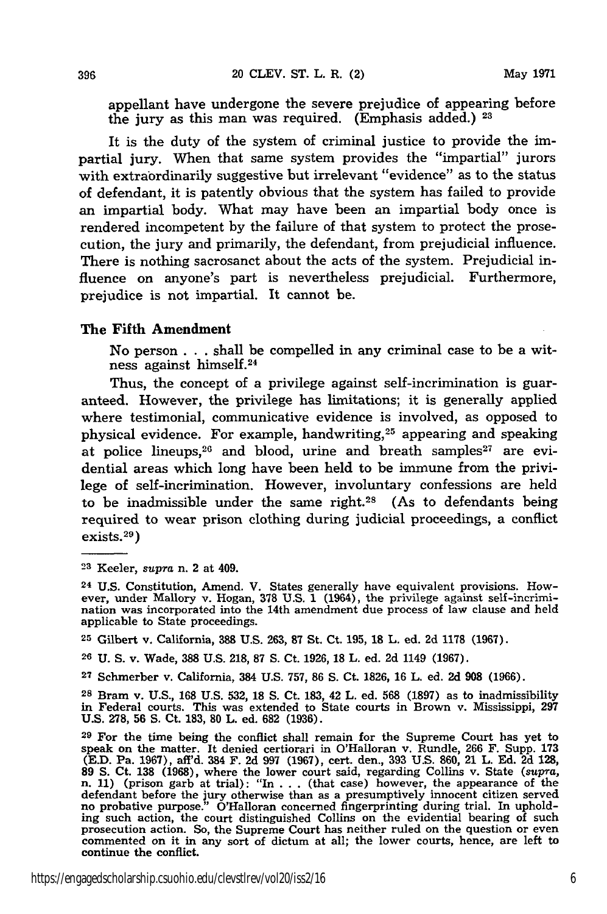appellant have undergone the severe prejudice of appearing before the jury as this man was required. (Emphasis added.) [23]

It is the duty of the system of criminal justice to provide the impartial jury. When that same system provides the "impartial" jurors with extraordinarily suggestive but irrelevant "evidence" as to the status of defendant, it is patently obvious that the system has failed to provide an impartial body. What may have been an impartial body once is rendered incompetent by the failure of that system to protect the prosecution, the jury and primarily, the defendant, from prejudicial influence. There is nothing sacrosanct about the acts of the system. Prejudicial influence on anyone's part is nevertheless prejudicial. Furthermore, prejudice is not impartial. It cannot be.

### The Fifth Amendment

No person . . . shall be compelled in any criminal case to be a witness against himself.[24]

Thus, the concept of a privilege against self-incrimination is guaranteed. However, the privilege has limitations; it is generally applied where testimonial, communicative evidence is involved, as opposed to physical evidence. For example, handwriting,[25] appearing and speaking at police lineups,[26] and blood, urine and breath samples[27] are evidential areas which long have been held to be immune from the privilege of self-incrimination. However, involuntary confessions are held to be inadmissible under the same right.[28] (As to defendants being required to wear prison clothing during judicial proceedings, a conflict exists.[29])

---

[23] Keeler, *supra* n. 2 at 409.

[24] U.S. Constitution, Amend. V. States generally have equivalent provisions. However, under Mallory v. Hogan, 378 U.S. 1 (1964), the privilege against self-incrimination was incorporated into the 14th amendment due process of law clause and held applicable to State proceedings.

[25] Gilbert v. California, 388 U.S. 263, 87 St. Ct. 195, 18 L. ed. 2d 1178 (1967).

[26] U. S. v. Wade, 388 U.S. 218, 87 S. Ct. 1926, 18 L. ed. 2d 1149 (1967).

[27] Schmerber v. California, 384 U.S. 757, 86 S. Ct. 1826, 16 L. ed. 2d 908 (1966).

[28] Bram v. U.S., 168 U.S. 532, 18 S. Ct. 183, 42 L. ed. 568 (1897) as to inadmissibility in Federal courts. This was extended to State courts in Brown v. Mississippi, 297 U.S. 278, 56 S. Ct. 183, 80 L. ed. 682 (1936).

[29] For the time being the conflict shall remain for the Supreme Court has yet to speak on the matter. It denied certiorari in O'Halloran v. Rundle, 266 F. Supp. 173 (E.D. Pa. 1967), aff'd. 384 F. 2d 997 (1967), cert. den., 393 U.S. 860, 21 L. Ed. 2d 128, 89 S. Ct. 138 (1968), where the lower court said, regarding Collins v. State (*supra*, n. 11) (prison garb at trial): "In . . . (that case) however, the appearance of the defendant before the jury otherwise than as a presumptively innocent citizen served no probative purpose." O'Halloran concerned fingerprinting during trial. In upholding such action, the court distinguished Collins on the evidential bearing of such prosecution action. So, the Supreme Court has neither ruled on the question or even commented on it in any sort of dictum at all; the lower courts, hence, are left to continue the conflict.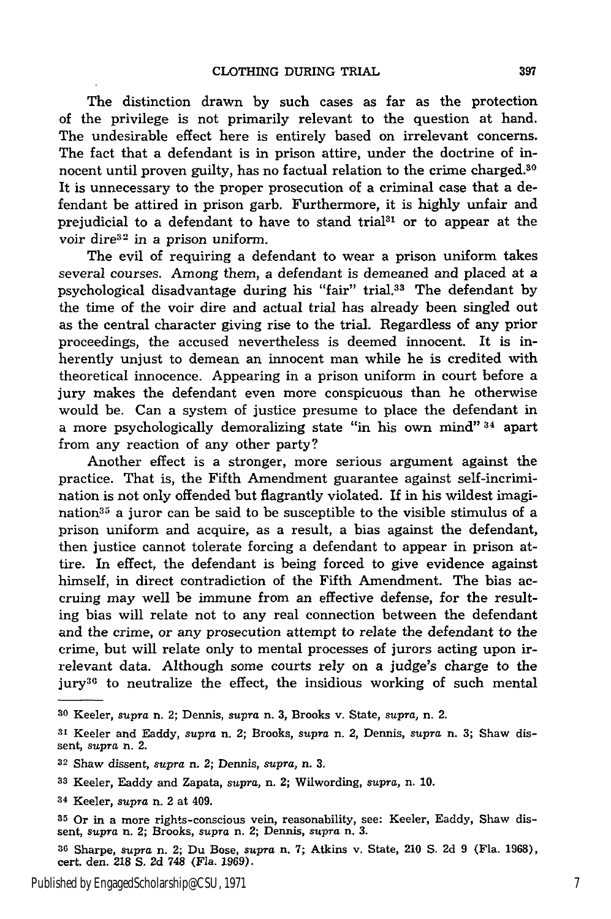The distinction drawn by such cases as far as the protection of the privilege is not primarily relevant to the question at hand. The undesirable effect here is entirely based on irrelevant concerns. The fact that a defendant is in prison attire, under the doctrine of innocent until proven guilty, has no factual relation to the crime charged.[30] It is unnecessary to the proper prosecution of a criminal case that a defendant be attired in prison garb. Furthermore, it is highly unfair and prejudicial to a defendant to have to stand trial[31] or to appear at the voir dire[32] in a prison uniform.

The evil of requiring a defendant to wear a prison uniform takes several courses. Among them, a defendant is demeaned and placed at a psychological disadvantage during his "fair" trial.[33] The defendant by the time of the voir dire and actual trial has already been singled out as the central character giving rise to the trial. Regardless of any prior proceedings, the accused nevertheless is deemed innocent. It is inherently unjust to demean an innocent man while he is credited with theoretical innocence. Appearing in a prison uniform in court before a jury makes the defendant even more conspicuous than he otherwise would be. Can a system of justice presume to place the defendant in a more psychologically demoralizing state "in his own mind" [34] apart from any reaction of any other party?

Another effect is a stronger, more serious argument against the practice. That is, the Fifth Amendment guarantee against self-incrimination is not only offended but flagrantly violated. If in his wildest imagination[35] a juror can be said to be susceptible to the visible stimulus of a prison uniform and acquire, as a result, a bias against the defendant, then justice cannot tolerate forcing a defendant to appear in prison attire. In effect, the defendant is being forced to give evidence against himself, in direct contradiction of the Fifth Amendment. The bias accruing may well be immune from an effective defense, for the resulting bias will relate not to any real connection between the defendant and the crime, or any prosecution attempt to relate the defendant to the crime, but will relate only to mental processes of jurors acting upon irrelevant data. Although some courts rely on a judge's charge to the jury[36] to neutralize the effect, the insidious working of such mental

---

[30] Keeler, *supra* n. 2; Dennis, *supra* n. 3, Brooks v. State, *supra*, n. 2.

[31] Keeler and Eaddy, *supra* n. 2; Brooks, *supra* n. 2, Dennis, *supra* n. 3; Shaw dissent, *supra* n. 2.

[32] Shaw dissent, *supra* n. 2; Dennis, *supra*, n. 3.

[33] Keeler, Eaddy and Zapata, *supra*, n. 2; Wilwording, *supra*, n. 10.

[34] Keeler, *supra* n. 2 at 409.

[35] Or in a more rights-conscious vein, reasonability, see: Keeler, Eaddy, Shaw dissent, *supra* n. 2; Brooks, *supra* n. 2; Dennis, *supra* n. 3.

[36] Sharpe, *supra* n. 2; Du Bose, *supra* n. 7; Atkins v. State, 210 S. 2d 9 (Fla. 1968), cert. den. 218 S. 2d 748 (Fla. 1969).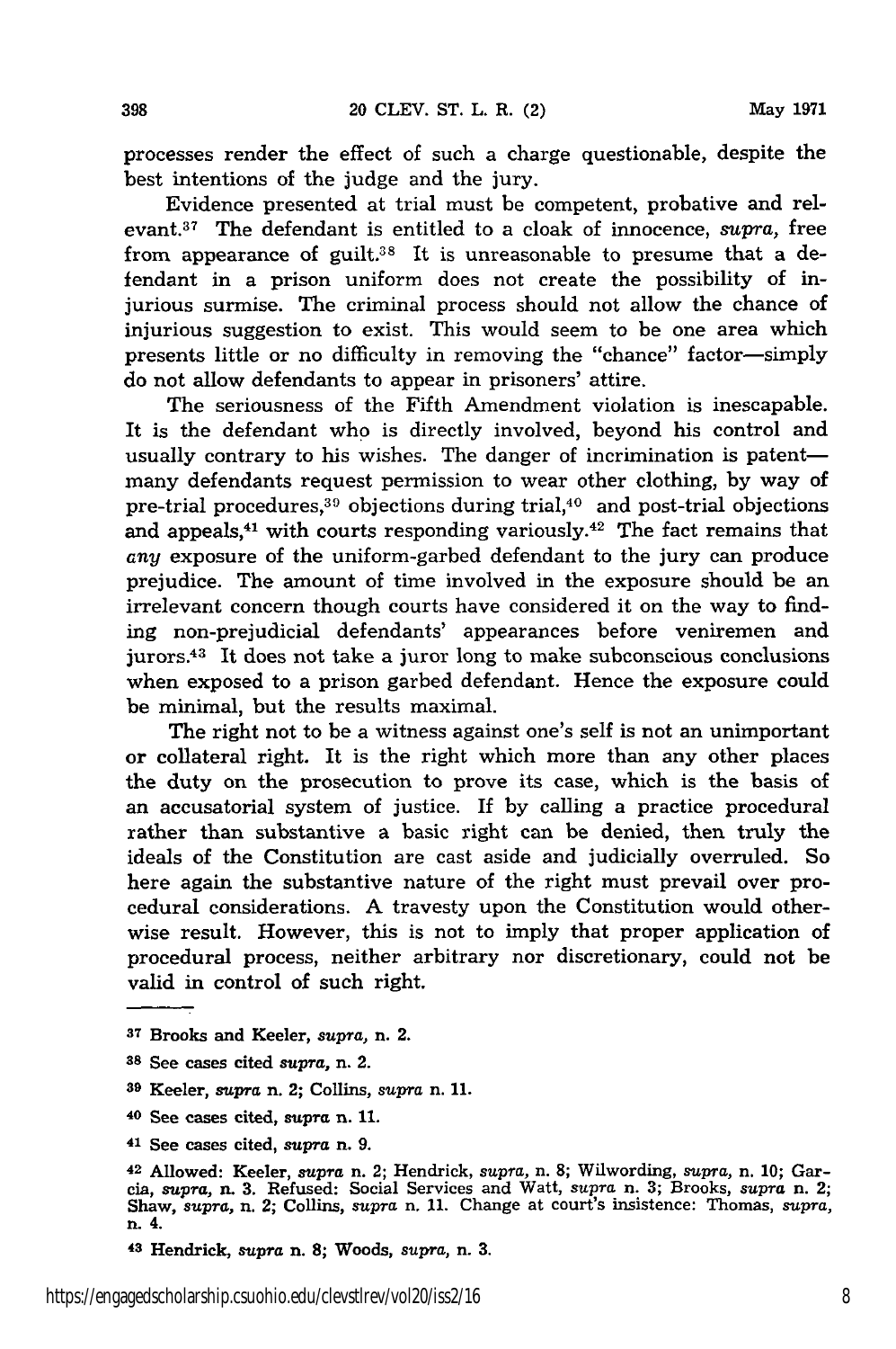processes render the effect of such a charge questionable, despite the best intentions of the judge and the jury.

Evidence presented at trial must be competent, probative and relevant.[37] The defendant is entitled to a cloak of innocence, *supra*, free from appearance of guilt.[38] It is unreasonable to presume that a defendant in a prison uniform does not create the possibility of injurious surmise. The criminal process should not allow the chance of injurious suggestion to exist. This would seem to be one area which presents little or no difficulty in removing the "chance" factor—simply do not allow defendants to appear in prisoners' attire.

The seriousness of the Fifth Amendment violation is inescapable. It is the defendant who is directly involved, beyond his control and usually contrary to his wishes. The danger of incrimination is patent—many defendants request permission to wear other clothing, by way of pre-trial procedures,[39] objections during trial,[40] and post-trial objections and appeals,[41] with courts responding variously.[42] The fact remains that *any* exposure of the uniform-garbed defendant to the jury can produce prejudice. The amount of time involved in the exposure should be an irrelevant concern though courts have considered it on the way to finding non-prejudicial defendants' appearances before veniremen and jurors.[43] It does not take a juror long to make subconscious conclusions when exposed to a prison garbed defendant. Hence the exposure could be minimal, but the results maximal.

The right not to be a witness against one's self is not an unimportant or collateral right. It is the right which more than any other places the duty on the prosecution to prove its case, which is the basis of an accusatorial system of justice. If by calling a practice procedural rather than substantive a basic right can be denied, then truly the ideals of the Constitution are cast aside and judicially overruled. So here again the substantive nature of the right must prevail over procedural considerations. A travesty upon the Constitution would otherwise result. However, this is not to imply that proper application of procedural process, neither arbitrary nor discretionary, could not be valid in control of such right.

---

[37] Brooks and Keeler, *supra*, n. 2.

[38] See cases cited *supra*, n. 2.

[39] Keeler, *supra* n. 2; Collins, *supra* n. 11.

[40] See cases cited, *supra* n. 11.

[41] See cases cited, *supra* n. 9.

[42] Allowed: Keeler, *supra* n. 2; Hendrick, *supra*, n. 8; Wilwording, *supra*, n. 10; Garcia, *supra*, n. 3. Refused: Social Services and Watt, *supra* n. 3; Brooks, *supra* n. 2; Shaw, *supra*, n. 2; Collins, *supra* n. 11. Change at court's insistence: Thomas, *supra*, n. 4.

[43] Hendrick, *supra* n. 8; Woods, *supra*, n. 3.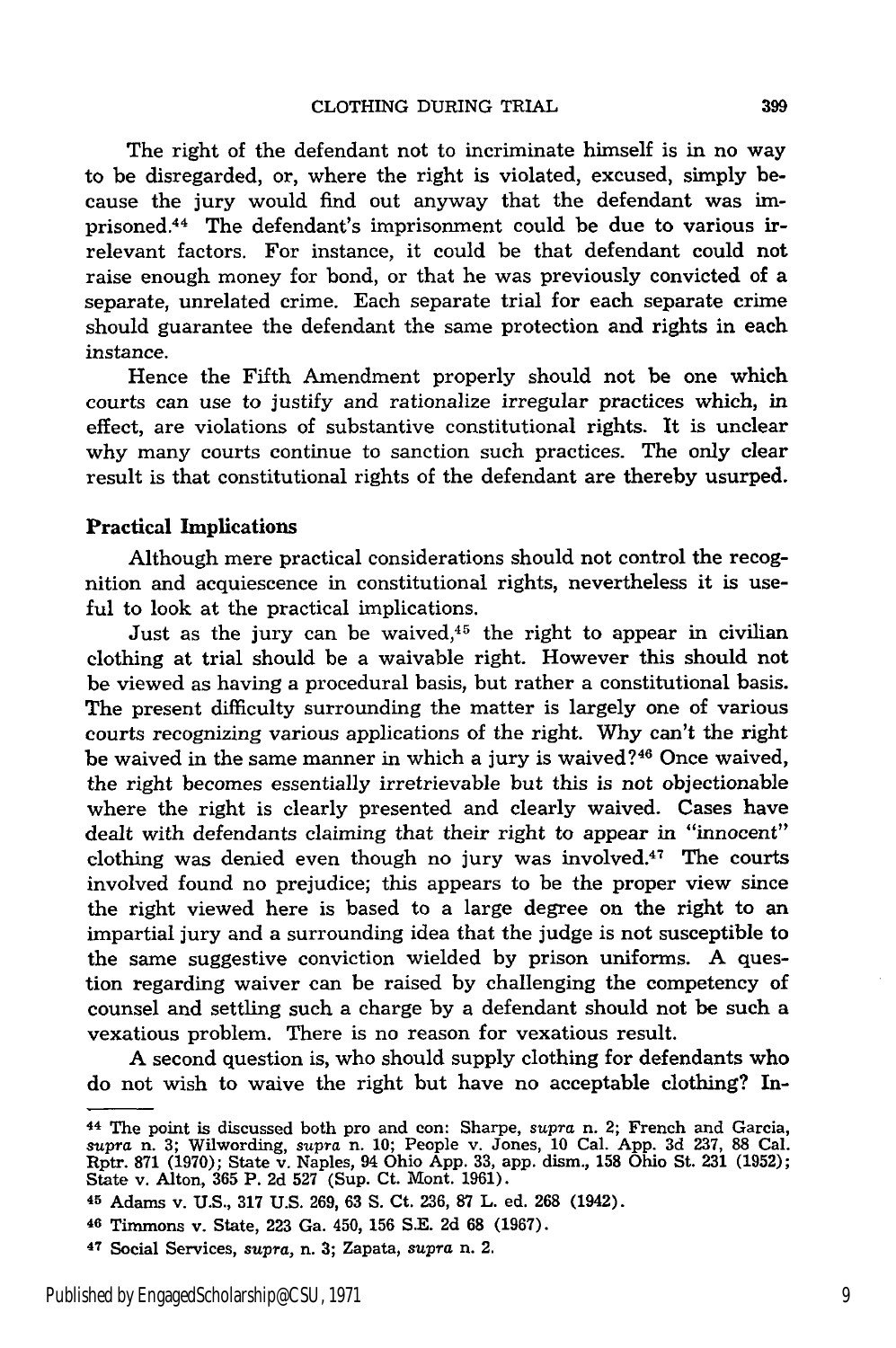The right of the defendant not to incriminate himself is in no way to be disregarded, or, where the right is violated, excused, simply because the jury would find out anyway that the defendant was imprisoned.[44] The defendant's imprisonment could be due to various irrelevant factors. For instance, it could be that defendant could not raise enough money for bond, or that he was previously convicted of a separate, unrelated crime. Each separate trial for each separate crime should guarantee the defendant the same protection and rights in each instance.

Hence the Fifth Amendment properly should not be one which courts can use to justify and rationalize irregular practices which, in effect, are violations of substantive constitutional rights. It is unclear why many courts continue to sanction such practices. The only clear result is that constitutional rights of the defendant are thereby usurped.

### Practical Implications

Although mere practical considerations should not control the recognition and acquiescence in constitutional rights, nevertheless it is useful to look at the practical implications.

Just as the jury can be waived,[45] the right to appear in civilian clothing at trial should be a waivable right. However this should not be viewed as having a procedural basis, but rather a constitutional basis. The present difficulty surrounding the matter is largely one of various courts recognizing various applications of the right. Why can't the right be waived in the same manner in which a jury is waived?[46] Once waived, the right becomes essentially irretrievable but this is not objectionable where the right is clearly presented and clearly waived. Cases have dealt with defendants claiming that their right to appear in "innocent" clothing was denied even though no jury was involved.[47] The courts involved found no prejudice; this appears to be the proper view since the right viewed here is based to a large degree on the right to an impartial jury and a surrounding idea that the judge is not susceptible to the same suggestive conviction wielded by prison uniforms. A question regarding waiver can be raised by challenging the competency of counsel and settling such a charge by a defendant should not be such a vexatious problem. There is no reason for vexatious result.

A second question is, who should supply clothing for defendants who do not wish to waive the right but have no acceptable clothing? In-

---

[44] The point is discussed both pro and con: Sharpe, *supra* n. 2; French and Garcia, *supra* n. 3; Wilwording, *supra* n. 10; People v. Jones, 10 Cal. App. 3d 237, 88 Cal. Rptr. 871 (1970); State v. Naples, 94 Ohio App. 33, app. dism., 158 Ohio St. 231 (1952); State v. Alton, 365 P. 2d 527 (Sup. Ct. Mont. 1961).

[45] Adams v. U.S., 317 U.S. 269, 63 S. Ct. 236, 87 L. ed. 268 (1942).

[46] Timmons v. State, 223 Ga. 450, 156 S.E. 2d 68 (1967).

[47] Social Services, *supra*, n. 3; Zapata, *supra* n. 2.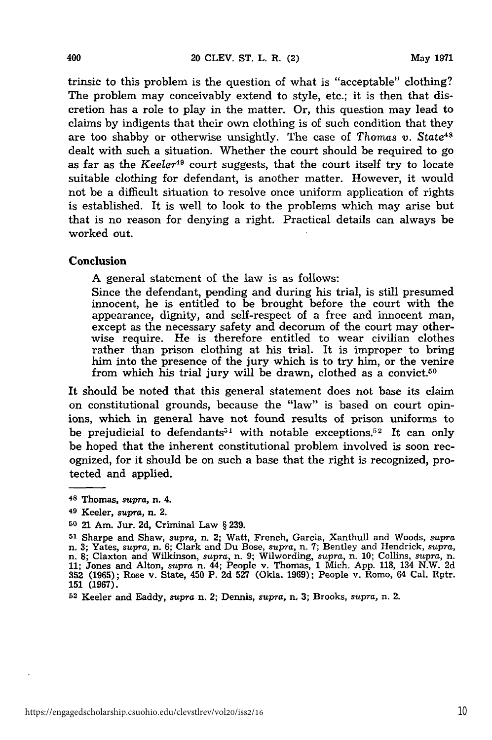trinsic to this problem is the question of what is "acceptable" clothing? The problem may conceivably extend to style, etc.; it is then that discretion has a role to play in the matter. Or, this question may lead to claims by indigents that their own clothing is of such condition that they are too shabby or otherwise unsightly. The case of *Thomas v. State*[48] dealt with such a situation. Whether the court should be required to go as far as the *Keeler*[49] court suggests, that the court itself try to locate suitable clothing for defendant, is another matter. However, it would not be a difficult situation to resolve once uniform application of rights is established. It is well to look to the problems which may arise but that is no reason for denying a right. Practical details can always be worked out.

## Conclusion

A general statement of the law is as follows:

> Since the defendant, pending and during his trial, is still presumed innocent, he is entitled to be brought before the court with the appearance, dignity, and self-respect of a free and innocent man, except as the necessary safety and decorum of the court may otherwise require. He is therefore entitled to wear civilian clothes rather than prison clothing at his trial. It is improper to bring him into the presence of the jury which is to try him, or the venire from which his trial jury will be drawn, clothed as a convict.[50]

It should be noted that this general statement does not base its claim on constitutional grounds, because the "law" is based on court opinions, which in general have not found results of prison uniforms to be prejudicial to defendants[51] with notable exceptions.[52] It can only be hoped that the inherent constitutional problem involved is soon recognized, for it should be on such a base that the right is recognized, protected and applied.

---

[48] Thomas, *supra*, n. 4.

[49] Keeler, *supra*, n. 2.

[50] 21 Am. Jur. 2d, Criminal Law § 239.

[51] Sharpe and Shaw, *supra*, n. 2; Watt, French, Garcia, Xanthull and Woods, *supra* n. 3; Yates, *supra*, n. 6; Clark and Du Bose, *supra*, n. 7; Bentley and Hendrick, *supra*, n. 8; Claxton and Wilkinson, *supra*, n. 9; Wilwording, *supra*, n. 10; Collins, *supra*, n. 11; Jones and Alton, *supra* n. 44; People v. Thomas, 1 Mich. App. 118, 134 N.W. 2d 352 (1965); Rose v. State, 450 P. 2d 527 (Okla. 1969); People v. Romo, 64 Cal. Rptr. 151 (1967).

[52] Keeler and Eaddy, *supra* n. 2; Dennis, *supra*, n. 3; Brooks, *supra*, n. 2.